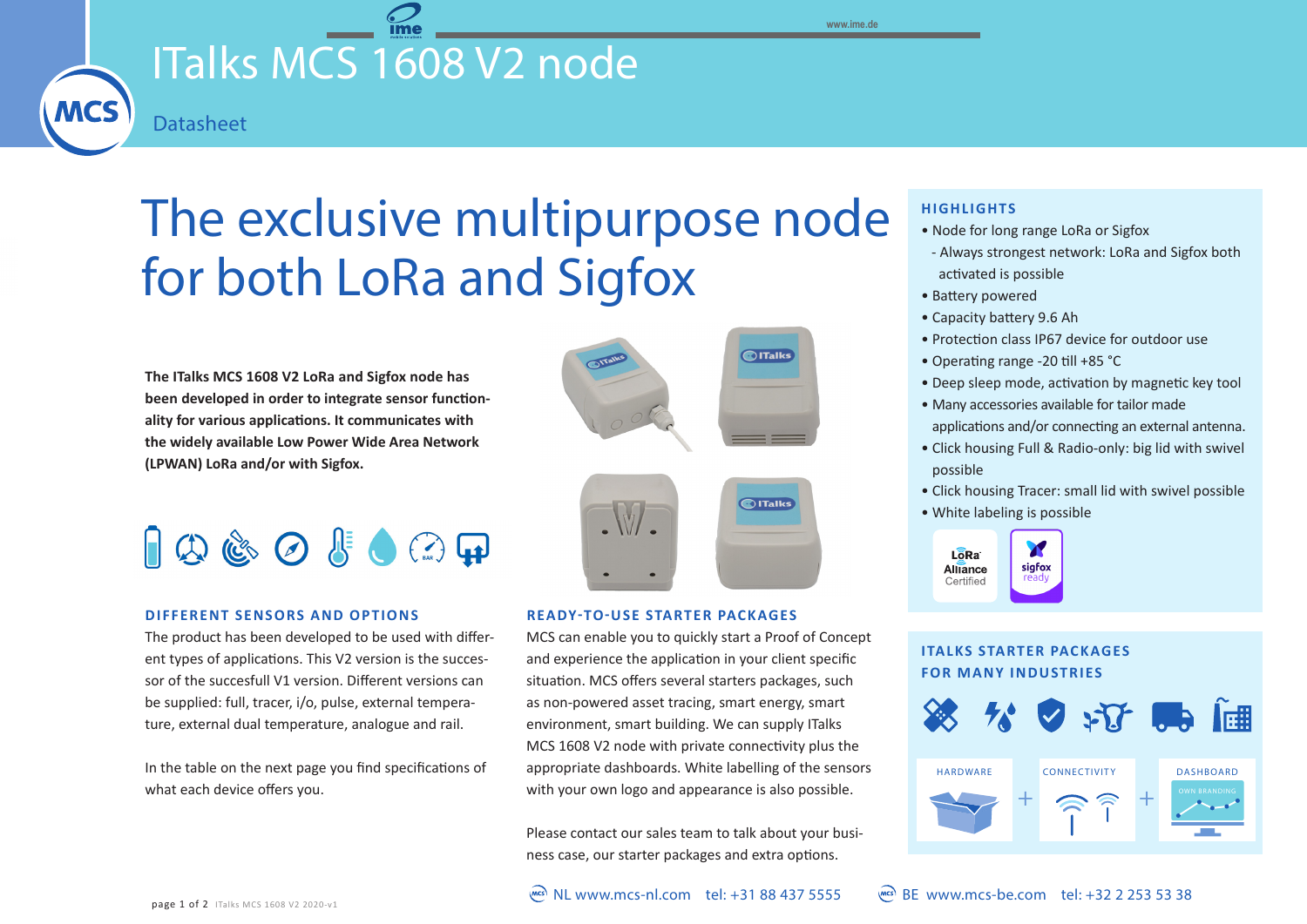# ITalks MCS 1608 V2 node

Datasheet

www.ime.de

# The exclusive multipurpose node for both LoRa and Sigfox

**The ITalks MCS 1608 V2 LoRa and Sigfox node has been developed in order to integrate sensor functionality for various applications. It communicates with the widely available Low Power Wide Area Network (LPWAN) LoRa and/or with Sigfox.**

## DIFFERENT SENSORS AND OPTIONS

The product has been developed to be used with different types of applications. This V2 version is the successor of the succesfull V1 version. Different versions can be supplied: full, tracer, i/o, pulse, external temperature, external dual temperature, analogue and rail.

In the table on the next page you find specifications of what each device offers you.

## READY-TO-USE STARTER PACKAGES

MCS can enable you to quickly start a Proof of Concept and experience the application in your client specific situation. MCS offers several starters packages, such as non-powered asset tracing, smart energy, smart environment, smart building. We can supply ITalks MCS 1608 V2 node with private connectivity plus the appropriate dashboards. White labelling of the sensors with your own logo and appearance is also possible.

Please contact our sales team to talk about your business case, our starter packages and extra options.

## HIGHLIGHTS

- Node for long range LoRa or Sigfox
  - Always strongest network: LoRa and Sigfox both activated is possible
- Battery powered
- Capacity battery 9.6 Ah
- Protection class IP67 device for outdoor use
- Operating range -20 till +85 °C
- Deep sleep mode, activation by magnetic key tool
- Many accessories available for tailor made applications and/or connecting an external antenna.
- Click housing Full & Radio-only: big lid with swivel possible
- Click housing Tracer: small lid with swivel possible
- White labeling is possible

LoRa Alliance Certified | sigfox ready

## ITALKS STARTER PACKAGES FOR MANY INDUSTRIES

HARDWARE + CONNECTIVITY + DASHBOARD (OWN BRANDING)

NL www.mcs-nl.com tel: +31 88 437 5555 | BE www.mcs-be.com tel: +32 2 253 53 38

ITalks MCS 1608 V2 2020-v1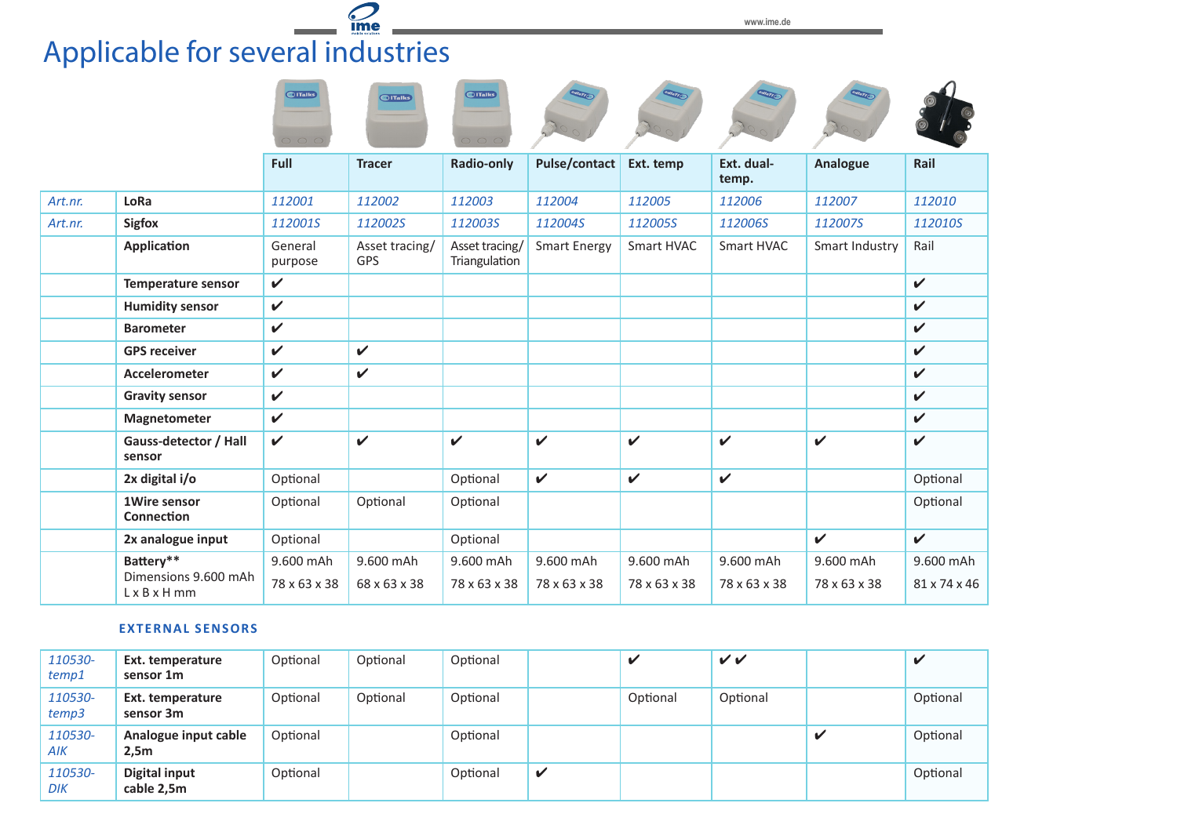# Applicable for several industries

| | | Full | Tracer | Radio-only | Pulse/contact | Ext. temp | Ext. dual-temp. | Analogue | Rail |
|---|---|---|---|---|---|---|---|---|---|
| *Art.nr.* | **LoRa** | *112001* | *112002* | *112003* | *112004* | *112005* | *112006* | *112007* | *112010* |
| *Art.nr.* | **Sigfox** | *112001S* | *112002S* | *112003S* | *112004S* | *112005S* | *112006S* | *112007S* | *112010S* |
| | **Application** | General purpose | Asset tracing/ GPS | Asset tracing/ Triangulation | Smart Energy | Smart HVAC | Smart HVAC | Smart Industry | Rail |
| | **Temperature sensor** | ✔ | | | | | | | ✔ |
| | **Humidity sensor** | ✔ | | | | | | | ✔ |
| | **Barometer** | ✔ | | | | | | | ✔ |
| | **GPS receiver** | ✔ | ✔ | | | | | | ✔ |
| | **Accelerometer** | ✔ | ✔ | | | | | | ✔ |
| | **Gravity sensor** | ✔ | | | | | | | ✔ |
| | **Magnetometer** | ✔ | | | | | | | ✔ |
| | **Gauss-detector / Hall sensor** | ✔ | ✔ | ✔ | ✔ | ✔ | ✔ | ✔ | ✔ |
| | **2x digital i/o** | Optional | | Optional | ✔ | ✔ | ✔ | | Optional |
| | **1Wire sensor Connection** | Optional | Optional | Optional | | | | | Optional |
| | **2x analogue input** | Optional | | Optional | | | | ✔ | ✔ |
| | **Battery**** Dimensions 9.600 mAh L x B x H mm | 9.600 mAh 78 x 63 x 38 | 9.600 mAh 68 x 63 x 38 | 9.600 mAh 78 x 63 x 38 | 9.600 mAh 78 x 63 x 38 | 9.600 mAh 78 x 63 x 38 | 9.600 mAh 78 x 63 x 38 | 9.600 mAh 78 x 63 x 38 | 9.600 mAh 81 x 74 x 46 |

## EXTERNAL SENSORS

| | | Full | Tracer | Radio-only | Pulse/contact | Ext. temp | Ext. dual-temp. | Analogue | Rail |
|---|---|---|---|---|---|---|---|---|---|
| *110530-temp1* | **Ext. temperature sensor 1m** | Optional | Optional | Optional | | ✔ | ✔✔ | | ✔ |
| *110530-temp3* | **Ext. temperature sensor 3m** | Optional | Optional | Optional | | Optional | Optional | | Optional |
| *110530-AIK* | **Analogue input cable 2,5m** | Optional | | Optional | | | | ✔ | Optional |
| *110530-DIK* | **Digital input cable 2,5m** | Optional | | Optional | ✔ | | | | Optional |